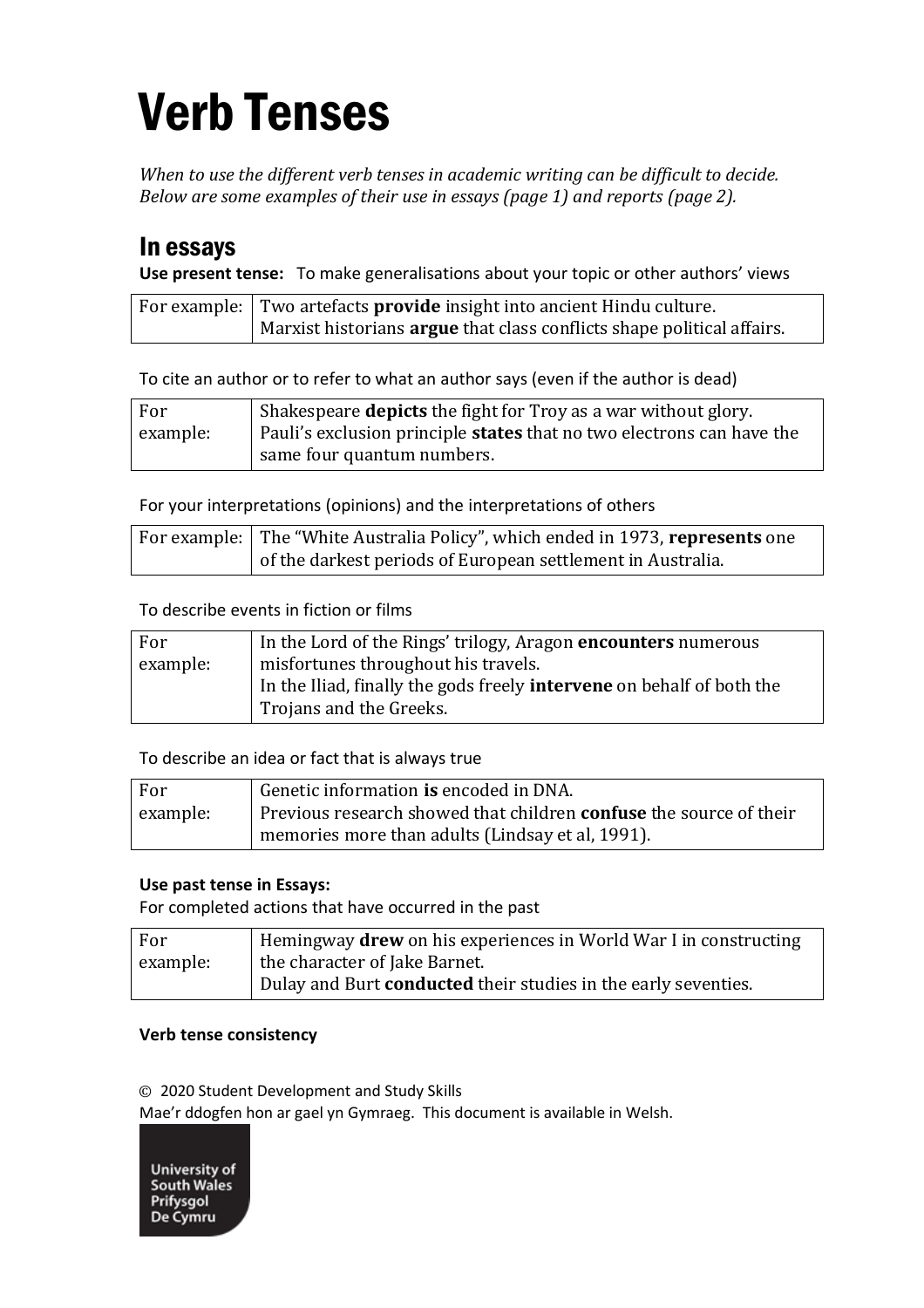# Verb Tenses

*When to use the different verb tenses in academic writing can be difficult to decide. Below are some examples of their use in essays (page 1) and reports (page 2).*

## In essays

**Use present tense:** To make generalisations about your topic or other authors' views

| For example: | Two artefacts **provide** insight into ancient Hindu culture.<br>Marxist historians **argue** that class conflicts shape political affairs. |
|---|---|

To cite an author or to refer to what an author says (even if the author is dead)

| For example: | Shakespeare **depicts** the fight for Troy as a war without glory.<br>Pauli's exclusion principle **states** that no two electrons can have the same four quantum numbers. |
|---|---|

For your interpretations (opinions) and the interpretations of others

| For example: | The "White Australia Policy", which ended in 1973, **represents** one of the darkest periods of European settlement in Australia. |
|---|---|

To describe events in fiction or films

| For example: | In the Lord of the Rings' trilogy, Aragon **encounters** numerous misfortunes throughout his travels.<br>In the Iliad, finally the gods freely **intervene** on behalf of both the Trojans and the Greeks. |
|---|---|

To describe an idea or fact that is always true

| For example: | Genetic information **is** encoded in DNA.<br>Previous research showed that children **confuse** the source of their memories more than adults (Lindsay et al, 1991). |
|---|---|

**Use past tense in Essays:**

For completed actions that have occurred in the past

| For example: | Hemingway **drew** on his experiences in World War I in constructing the character of Jake Barnet.<br>Dulay and Burt **conducted** their studies in the early seventies. |
|---|---|

**Verb tense consistency**

© 2020 Student Development and Study Skills

Mae'r ddogfen hon ar gael yn Gymraeg. This document is available in Welsh.

University of South Wales Prifysgol De Cymru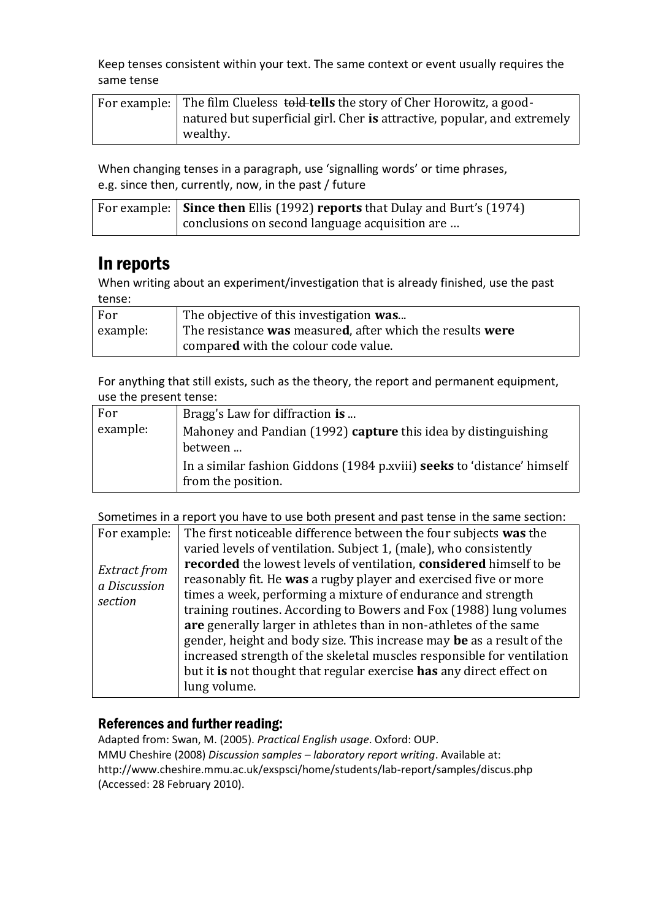Keep tenses consistent within your text. The same context or event usually requires the same tense

| | |
|---|---|
| For example: | The film Clueless ~~told~~ **tells** the story of Cher Horowitz, a good-natured but superficial girl. Cher **is** attractive, popular, and extremely wealthy. |

When changing tenses in a paragraph, use 'signalling words' or time phrases, e.g. since then, currently, now, in the past / future

| | |
|---|---|
| For example: | **Since then** Ellis (1992) **reports** that Dulay and Burt's (1974) conclusions on second language acquisition are … |

## In reports

When writing about an experiment/investigation that is already finished, use the past tense:

| | |
|---|---|
| For example: | The objective of this investigation **was**… The resistance **was** measure**d**, after which the results **were** compare**d** with the colour code value. |

For anything that still exists, such as the theory, the report and permanent equipment, use the present tense:

| | |
|---|---|
| For example: | Bragg's Law for diffraction **is** … |
| | Mahoney and Pandian (1992) **capture** this idea by distinguishing between … |
| | In a similar fashion Giddons (1984 p.xviii) **seeks** to 'distance' himself from the position. |

Sometimes in a report you have to use both present and past tense in the same section:

| | |
|---|---|
| For example: *Extract from a Discussion section* | The first noticeable difference between the four subjects **was** the varied levels of ventilation. Subject 1, (male), who consistently **recorded** the lowest levels of ventilation, **considered** himself to be reasonably fit. He **was** a rugby player and exercised five or more times a week, performing a mixture of endurance and strength training routines. According to Bowers and Fox (1988) lung volumes **are** generally larger in athletes than in non-athletes of the same gender, height and body size. This increase may **be** as a result of the increased strength of the skeletal muscles responsible for ventilation but it **is** not thought that regular exercise **has** any direct effect on lung volume. |

### References and further reading:

Adapted from: Swan, M. (2005). *Practical English usage*. Oxford: OUP.
MMU Cheshire (2008) *Discussion samples – laboratory report writing*. Available at: http://www.cheshire.mmu.ac.uk/exspsci/home/students/lab-report/samples/discus.php (Accessed: 28 February 2010).